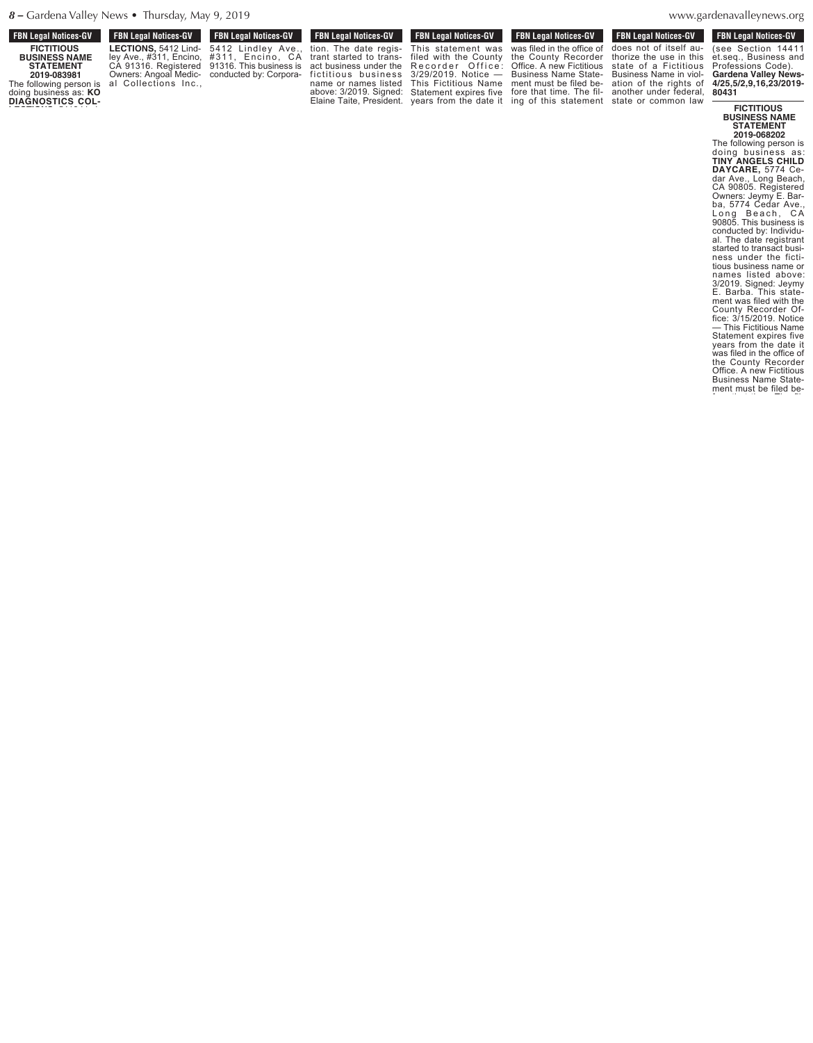FBN Legal Notices-GV

**FICTITIOUS BUSINESS NAME STATEMENT 2019-083981**

The following person is doing business as: **KO DIAGNOSTICS COLLECTIONS,** 5412 Lindley Ave., #311, Encino, CA 91316. Registered Owners: Angoal Medical Collections Inc., 5412 Lindley Ave., #311, Encino, CA 91316. This business is conducted by: Corporation. The date registrant started to transact business under the fictitious business name or names listed above: 3/2019. Signed: Elaine Taite, President. This statement was filed with the County Recorder Office: 3/29/2019. Notice — This Fictitious Name Statement expires five years from the date it was filed in the office of the County Recorder Office. A new Fictitious Business Name Statement must be filed before that time. The filing of this statement does not of itself authorize the use in this state of a Fictitious Business Name in violation of the rights of another under federal, state or common law (see Section 14411 et.seq., Business and Professions Code). **Gardena Valley News-4/25,5/2,9,16,23/2019-80431**

**FICTITIOUS BUSINESS NAME STATEMENT 2019-068202**

The following person is doing business as: **TINY ANGELS CHILD DAYCARE,** 5774 Cedar Ave., Long Beach, CA 90805. Registered Owners: Jeymy E. Barba, 5774 Cedar Ave., Long Beach, CA 90805. This business is conducted by: Individual. The date registrant started to transact business under the fictitious business name or names listed above: 3/2019. Signed: Jeymy E. Barba. This statement was filed with the County Recorder Office: 3/15/2019. Notice — This Fictitious Name Statement expires five years from the date it was filed in the office of the County Recorder Office. A new Fictitious Business Name Statement must be filed be-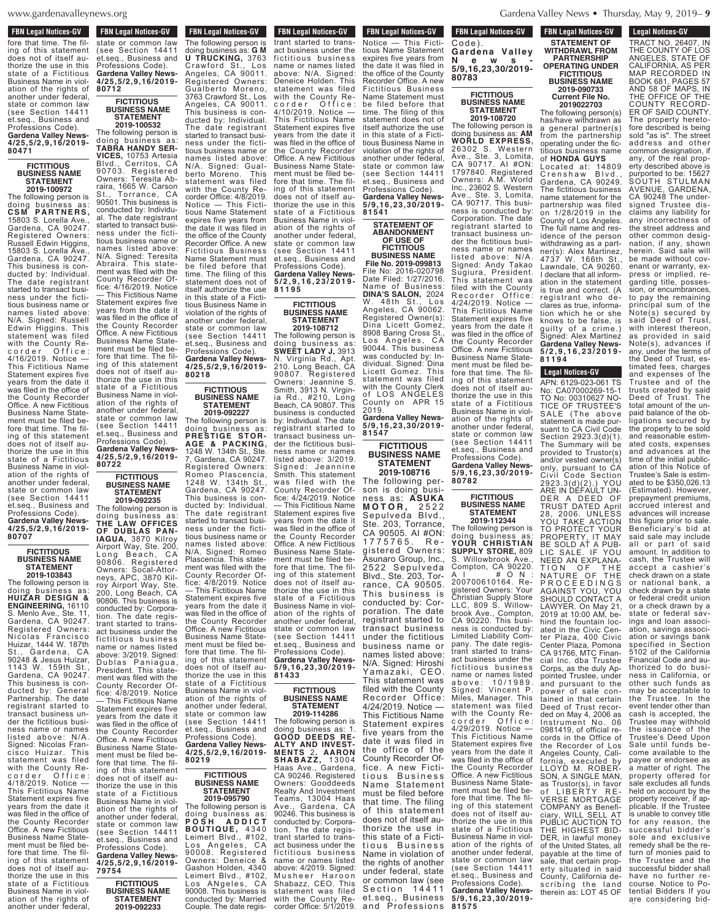**FBN Legal Notices-GV**

fore that time. The filing of this statement does not of itself authorize the use in this state of a Fictitious Business Name in violation of the rights of another under federal, state or common law (see Section 14411 et.seq., Business and Professions Code).
**Gardena Valley News-4/25,5/2,9,16/2019-80471**

**FICTITIOUS BUSINESS NAME STATEMENT 2019-100972**

The following person is doing business as: **CSM PARTNERS,** 15803 S. Lorella Ave., Gardena, CA 90247. Registered Owners: Russell Edwin Higgins, 15803 S. Lorella Ave., Gardena, CA 90247. This business is conducted by: Individual. The date registrant started to transact business under the fictitious business name or names listed above: N/A. Signed: Russell Edwin Higgins. This statement was filed with the County Recorder Office: 4/16/2019. Notice — This Fictitious Name Statement expires five years from the date it was filed in the office of the County Recorder Office. A new Fictitious Business Name Statement must be filed before that time. The filing of this statement does not of itself authorize the use in this state of a Fictitious Business Name in violation of the rights of another under federal, state or common law (see Section 14411 et.seq., Business and Professions Code).
**Gardena Valley News-4/25,5/2,9,16/2019-80707**

**FICTITIOUS BUSINESS NAME STATEMENT 2019-103843**

The following person is doing business as: **HUIZAR DESIGN & ENGINEERING,** 16110 S. Menlo Ave., Ste. 11, Gardena, CA 90247. Registered Owners: Nicolas Francisco Huizar, 1444 W. 187th St., Gardena, CA 90248 & Jesus Huizar, 1143 W. 159th St., Gardena, CA 90247. This business is conducted by: General Partnership. The date registrant started to transact business under the fictitious business name or names listed above: N/A. Signed: Nicolas Francisco Huizar. This statement was filed with the County Recorder Office: 4/18/2019. Notice — This Fictitious Name Statement expires five years from the date it was filed in the office of the County Recorder Office. A new Fictitious Business Name Statement must be filed before that time. The filing of this statement does not of itself authorize the use in this state of a Fictitious Business Name in violation of the rights of another under federal, state or common law (see Section 14411 et.seq., Business and Professions Code).
**Gardena Valley News-4/25,5/2,9,16/2019-80712**

**FICTITIOUS BUSINESS NAME STATEMENT 2019-100532**

The following person is doing business as: **TABRA HANDY SERVICES,** 10753 Artesia Blvd., Cerritos, CA 90703. Registered Owners: Teresita Abraira, 1665 W. Carson St., Torrance, CA 90501. This business is conducted by: Individual. The date registrant started to transact business under the fictitious business name or names listed above: N/A. Signed: Teresita Abraira. This statement was filed with the County Recorder Office: 4/16/2019. Notice — This Fictitious Name Statement expires five years from the date it was filed in the office of the County Recorder Office. A new Fictitious Business Name Statement must be filed before that time. The filing of this statement does not of itself authorize the use in this state of a Fictitious Business Name in violation of the rights of another under federal, state or common law (see Section 14411 et.seq., Business and Professions Code).
**Gardena Valley News-4/25,5/2,9,16/2019-80722**

**FICTITIOUS BUSINESS NAME STATEMENT 2019-092235**

The following person is doing business as: **THE LAW OFFICES OF DUBLAS PANIAGUA,** 3870 Kilroy Airport Way, Ste. 200, Long Beach, CA 90806. Registered Owners: Socal-Attorneys, APC, 3870 Kilroy Airport Way, Ste. 200, Long Beach, CA 90806. This business is conducted by: Corporation. The date registrant started to transact business under the fictitious business name or names listed above: 3/2019. Signed: Dublas Paniagua, President. This statement was filed with the County Recorder Office: 4/8/2019. Notice — This Fictitious Name Statement expires five years from the date it was filed in the office of the County Recorder Office. A new Fictitious Business Name Statement must be filed before that time. The filing of this statement does not of itself authorize the use in this state of a Fictitious Business Name in violation of the rights of another under federal, state or common law (see Section 14411 et.seq., Business and Professions Code).
**Gardena Valley News-4/25,5/2,9,16/2019-79754**

**FICTITIOUS BUSINESS NAME STATEMENT 2019-092233**

The following person is doing business as: **G M U TRUCKING,** 3763 Crawford St., Los Angeles, CA 90011. Registered Owners: Gualberto Moreno, 3763 Crawford St., Los Angeles, CA 90011. This business is conducted by: Individual. The date registrant started to transact business under the fictitious business name or names listed above: N/A. Signed: Gualberto Moreno. This statement was filed with the County Recorder Office: 4/8/2019. Notice — This Fictitious Name Statement expires five years from the date it was filed in the office of the County Recorder Office. A new Fictitious Business Name Statement must be filed before that time. The filing of this statement does not of itself authorize the use in this state of a Fictitious Business Name in violation of the rights of another under federal, state or common law (see Section 14411 et.seq., Business and Professions Code).
**Gardena Valley News-4/25,5/2,9,16/2019-80218**

**FICTITIOUS BUSINESS NAME STATEMENT 2019-092227**

The following person is doing business as: **PRESTIGE STORAGE & PACKING,** 1248 W. 134th St., Ste. 7, Gardena, CA 90247. Registered Owners: Romeo Plascencia, 1248 W. 134th St., Gardena, CA 90247. This business is conducted by: Individual. The date registrant started to transact business under the fictitious business name or names listed above: N/A. Signed: Romeo Plascencia. This statement was filed with the County Recorder Office: 4/8/2019. Notice — This Fictitious Name Statement expires five years from the date it was filed in the office of the County Recorder Office. A new Fictitious Business Name Statement must be filed before that time. The filing of this statement does not of itself authorize the use in this state of a Fictitious Business Name in violation of the rights of another under federal, state or common law (see Section 14411 et.seq., Business and Professions Code).
**Gardena Valley News-4/25,5/2,9,16/2019-80219**

**FICTITIOUS BUSINESS NAME STATEMENT 2019-095790**

The following person is doing business as: **POSH ADDICT BOUTIQUE,** 4340 Leimert Blvd., #102, Los Angeles, CA 90008. Registered Owners: Deneice & Gashon Holden, 4340 Leimert Blvd., #102, Los Angeles, CA 90008. This business is conducted by: Married Couple. The date registrant started to transact business under the fictitious business name or names listed above: N/A. Signed: Deneice Holden. This statement was filed with the County Recorder Office: 4/10/2019. Notice — This Fictitious Name Statement expires five years from the date it was filed in the office of the County Recorder Office. A new Fictitious Business Name Statement must be filed before that time. The filing of this statement does not of itself authorize the use in this state of a Fictitious Business Name in violation of the rights of another under federal, state or common law (see Section 14411 et.seq., Business and Professions Code).
**Gardena Valley News-5/2,9,16,23/2019-81195**

**FICTITIOUS BUSINESS NAME STATEMENT 2019-108712**

The following person is doing business as: **SWEET LADY J,** 3913 N. Virginia Rd., Apt. 210, Long Beach, CA 90807. Registered Owners: Jeannine S. Smith, 3913 N. Virginia Rd., #210, Long Beach, CA 90807. This business is conducted by: Individual. The date registrant started to transact business under the fictitious business name or names listed above: 3/2019. Signed: Jeannine Smith. This statement was filed with the County Recorder Office: 4/24/2019. Notice — This Fictitious Name Statement expires five years from the date it was filed in the office of the County Recorder Office. A new Fictitious Business Name Statement must be filed before that time. The filing of this statement does not of itself authorize the use in this state of a Fictitious Business Name in violation of the rights of another under federal, state or common law (see Section 14411 et.seq., Business and Professions Code).
**Gardena Valley News-5/9,16,23,30/2019-81433**

**FICTITIOUS BUSINESS NAME STATEMENT 2019-114286**

The following person is doing business as: 1. **GOOD DEEDS REALTY AND INVESTMENTS** 2. **AARON SHABAZZ,** 13004 Haas Ave., Gardena, CA 90246. Registered Owners: Gooddeeds Realty And Investment Teams, 13004 Haas Ave., Gardena, CA 90246. This business is conducted by: Corporation. The date registrant started to transact business under the fictitious business name or names listed above: 4/2019. Signed: Musheer Haroon Shabazz, CEO. This statement was filed with the County Recorder Office: 5/1/2019. Notice — This Fictitious Name Statement expires five years from the date it was filed in the office of the County Recorder Office. A new Fictitious Business Name Statement must be filed before that time. The filing of this statement does not of itself authorize the use in this state of a Fictitious Business Name in violation of the rights of another under federal, state or common law (see Section 14411 et.seq., Business and Professions Code).
**Gardena Valley News-5/9,16,23,30/2019-81541**

**STATEMENT OF ABANDONMENT OF USE OF FICTITIOUS BUSINESS NAME File No. 2019-099813**

File No: 2016-020798 Date Filed: 1/27/2016. Name of Business: **DINA'S SALON,** 2024 W. 48th St., Los Angeles, CA 90062. Registered Owner(s): Dina Licett Gomez, 8908 Baring Cross St., Los Angeles, CA 90044. This business was conducted by: Individual. Signed: Dina Licett Gomez. This statement was filed with the County Clerk of LOS ANGELES County on APR 15 2019.
**Gardena Valley News-5/9,16,23,30/2019-81547**

**FICTITIOUS BUSINESS NAME STATEMENT 2019-108716**

The following person is doing business as: **ASUKA MOTOR,** 2522 Sepulveda Blvd., Ste. 203, Torrance, CA 90505. AI #ON: 1775765. Registered Owners: Asunaro Group, Inc., 2522 Sepulveda Blvd., Ste. 203, Torrance, CA 90505. This business is conducted by: Corporation. The date registrant started to transact business under the fictitious business name or names listed above: N/A. Signed: Hiroshi Yamazaki, CEO. This statement was filed with the County Recorder Office: 4/24/2019. Notice — This Fictitious Name Statement expires five years from the date it was filed in the office of the County Recorder Office. A new Fictitious Business Name Statement must be filed before that time. The filing of this statement does not of itself authorize the use in this state of a Fictitious Business Name in violation of the rights of another under federal, state or common law (see Section 14411 et.seq., Business and Professions Code).
**Gardena Valley News-5/9,16,23,30/2019-80783**

**FICTITIOUS BUSINESS NAME STATEMENT 2019-108720**

The following person is doing business as: **AM WORLD EXPRESS,** 26302 S. Western Ave., Ste. 3, Lomita, CA 90717. AI #ON: 1797840. Registered Owners: A.M. World Inc., 23602 S. Western Ave., Ste. 3, Lomita, CA 90717. This business is conducted by: Corporation. The date registrant started to transact business under the fictitious business name or names listed above: N/A. Signed: Andy Takao Sugiura, President. This statement was filed with the County Recorder Office: 4/24/2019. Notice — This Fictitious Name Statement expires five years from the date it was filed in the office of the County Recorder Office. A new Fictitious Business Name Statement must be filed before that time. The filing of this statement does not of itself authorize the use in this state of a Fictitious Business Name in violation of the rights of another under federal, state or common law (see Section 14411 et.seq., Business and Professions Code).
**Gardena Valley News-5/9,16,23,30/2019-80782**

**FICTITIOUS BUSINESS NAME STATEMENT 2019-112344**

The following person is doing business as: **YOUR CHRISTIAN SUPPLY STORE,** 809 S. Willowbrook Ave., Compton, CA 90220. AI #ON: 200700610164. Registered Owners: Your Christian Supply Store LLC, 809 S. Willowbrook Ave., Compton, CA 90220. This business is conducted by: Limited Liability Company. The date registrant started to transact business under the fictitious business name or names listed above: 10/1989. Signed: Vincent P. Miles, Manager. This statement was filed with the County Recorder Office: 4/29/2019. Notice — This Fictitious Name Statement expires five years from the date it was filed in the office of the County Recorder Office. A new Fictitious Business Name Statement must be filed before that time. The filing of this statement does not of itself authorize the use in this state of a Fictitious Business Name in violation of the rights of another under federal, state or common law (see Section 14411 et.seq., Business and Professions Code).
**Gardena Valley News-5/9,16,23,30/2019-81575**

**STATEMENT OF WITHDRAWL FROM PARTNERSHIP OPERATING UNDER FICTITIOUS BUSINESS NAME 2019-090733 Current File No. 2019022703**

The following person(s) has/have withdrawn as a general partner(s) from the partnership operating under the fictitious business name of **HONDA GUYS** Located at: 14809 Crenshaw Blvd., Gardena, CA 90249. The fictitious business name statement for the partnership was filed on 1/28/2019 in the County of Los Angeles. The full name and residence of the person withdrawing as a partner(s): Alex Martinez, 4737 W. 166th St., Lawndale, CA 90260. I declare that all information in the statement is true and correct. (A registrant who declares as true, information which he or she knows to be false, is guilty of a crime.) Signed: Alex Martinez
**Gardena Valley News-5/2,9,16,23/2019-81194**

**Legal Notices-GV**

APN: 6129-023-061 TS No: CA07000269-15-1 TO No: 00310627 NOTICE OF TRUSTEE'S SALE (The above statement is made pursuant to CA Civil Code Section 2923.3(d)(1). The Summary will be provided to Trustor(s) and/or vested owner(s) only, pursuant to CA Civil Code Section 2923.3(d)(2).) YOU ARE IN DEFAULT UNDER A DEED OF TRUST DATED April 28, 2006. UNLESS YOU TAKE ACTION TO PROTECT YOUR PROPERTY, IT MAY BE SOLD AT A PUBLIC SALE. IF YOU NEED AN EXPLANATION OF THE NATURE OF THE PROCEEDINGS AGAINST YOU, YOU SHOULD CONTACT A LAWYER. On May 21, 2019 at 10:00 AM, behind the fountain located in the Civic Center Plaza, 400 Civic Center Plaza, Pomona CA 91766, MTC Financial Inc. dba Trustee Corps, as the duly Appointed Trustee, under and pursuant to the power of sale contained in that certain Deed of Trust recorded on May 4, 2006 as Instrument No. 06 0981419, of official records in the Office of the Recorder of Los Angeles County, California, executed by LLOYD M. ROBERSON, A SINGLE MAN, as Trustor(s), in favor of LIBERTY REVERSE MORTGAGE COMPANY as Beneficiary, WILL SELL AT PUBLIC AUCTION TO THE HIGHEST BIDDER, in lawful money of the United States, all payable at the time of sale, that certain property situated in said County, California describing the land therein as: LOT 45 OF TRACT NO. 26407, IN THE COUNTY OF LOS ANGELES, STATE OF CALIFORNIA, AS PER MAP RECORDED IN BOOK 681, PAGES 57 AND 58 OF MAPS, IN THE OFFICE OF THE COUNTY RECORDER OF SAID COUNTY. The property heretofore described is being sold "as is". The street address and other common designation, if any, of the real property described above is purported to be: 15627 SOUTH STULMAN AVENUE, GARDENA, CA 90248 The undersigned Trustee disclaims any liability for any incorrectness of the street address and other common designation, if any, shown herein. Said sale will be made without covenant or warranty, express or implied, regarding title, possession, or encumbrances, to pay the remaining principal sum of the Note(s) secured by said Deed of Trust, with interest thereon, as provided in said Note(s), advances if any, under the terms of the Deed of Trust, estimated fees, charges and expenses of the Trustee and of the trusts created by said Deed of Trust. The total amount of the unpaid balance of the obligations secured by the property to be sold and reasonable estimated costs, expenses and advances at the time of the initial publication of this Notice of Trustee's Sale is estimated to be $350,026.13 (Estimated). However, prepayment premiums, accrued interest and advances will increase this figure prior to sale. Beneficiary's bid at said sale may include all or part of said amount. In addition to cash, the Trustee will accept a cashier's check drawn on a state or national bank, a check drawn by a state or federal credit union or a check drawn by a state or federal savings and loan association, savings association or savings bank specified in Section 5102 of the California Financial Code and authorized to do business in California, or other such funds as may be acceptable to the Trustee. In the event tender other than cash is accepted, the Trustee may withhold the issuance of the Trustee's Deed Upon Sale until funds become available to the payee or endorsee as a matter of right. The property offered for sale excludes all funds held on account by the property receiver, if applicable. If the Trustee is unable to convey title for any reason, the successful bidder's sole and exclusive remedy shall be the return of monies paid to the Trustee and the successful bidder shall have no further recourse. Notice to Potential Bidders If you are considering bid-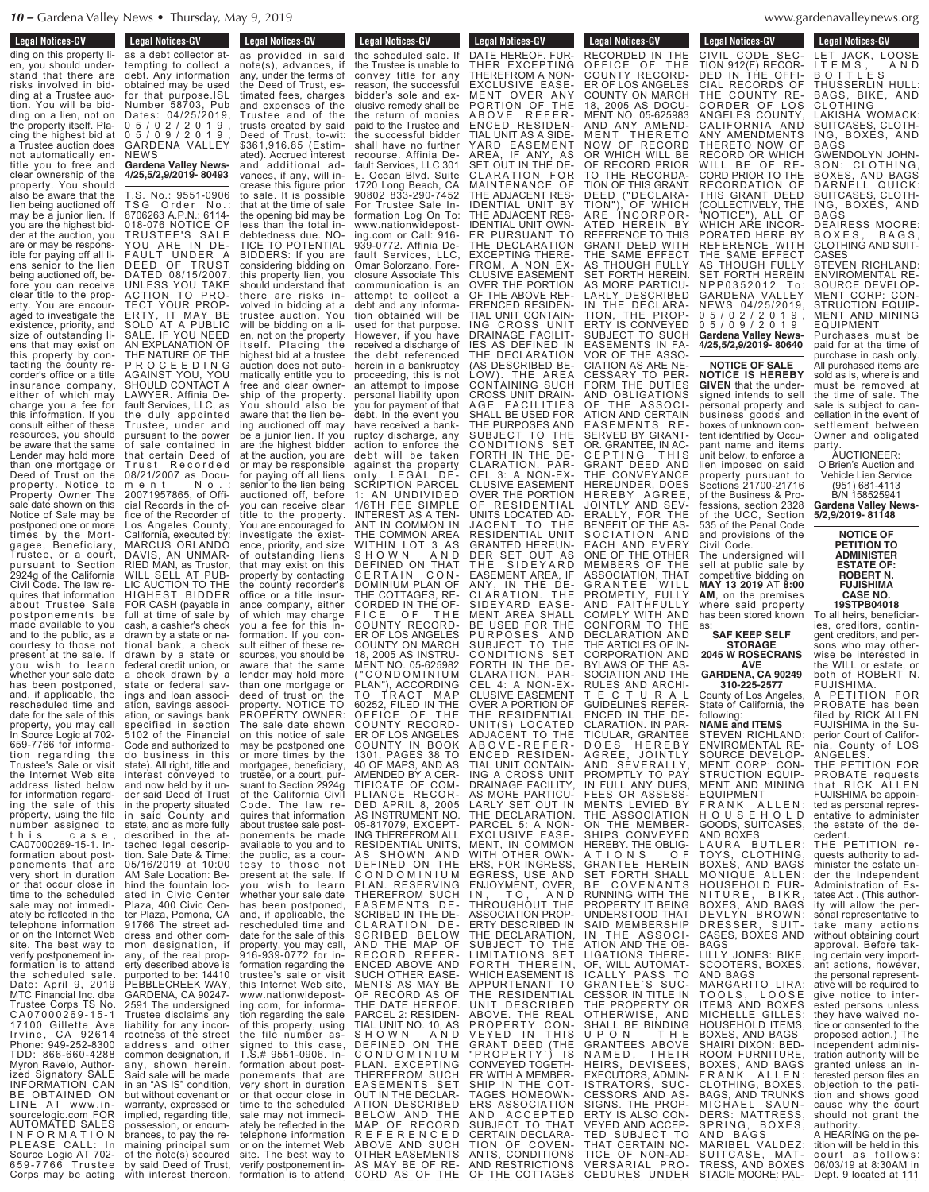ding on this property lien, you should understand that there are risks involved in bidding at a Trustee auction. You will be bidding on a lien, not on the property itself. Placing the highest bid at a Trustee auction does not automatically entitle you to free and clear ownership of the property. You should also be aware that the lien being auctioned off may be a junior lien. If you are the highest bidder at the auction, you are or may be responsible for paying off all liens senior to the lien being auctioned off, before you can receive clear title to the property. You are encouraged to investigate the existence, priority, and size of outstanding liens that may exist on this property by contacting the county recorder's office or a title insurance company, either of which may charge you a fee for this information. If you consult either of these resources, you should be aware that the same Lender may hold more than one mortgage or Deed of Trust on the property. Notice to Property Owner The sale date shown on this Notice of Sale may be postponed one or more times by the Mortgagee, Beneficiary, Trustee, or a court, pursuant to Section 2924g of the California Civil Code. The law requires that information about Trustee Sale postponements be made available to you and to the public, as a courtesy to those not present at the sale. If you wish to learn whether your sale date has been postponed, and, if applicable, the rescheduled time and date for the sale of this property, you may call In Source Logic at 702-659-7766 for information regarding the Trustee's Sale or visit the Internet Web site address listed below for information regarding the sale of this property, using the file number assigned to this case, CA07000269-15-1. Information about postponements that are very short in duration or that occur close in time to the scheduled sale may not immediately be reflected in the telephone information or on the Internet Web site. The best way to verify postponement information is to attend the scheduled sale. Date: April 9, 2019 MTC Financial Inc. dba Trustee Corps TS No. CA07000269-15-1 17100 Gillette Ave Irvine, CA 92614 Phone: 949-252-8300 TDD: 866-660-4288 Myron Ravelo, Authorized Signatory SALE INFORMATION CAN BE OBTAINED ON LINE AT www.insourcelogic.com FOR AUTOMATED SALES INFORMATION PLEASE CALL: In Source Logic AT 702-659-7766 Trustee Corps may be acting as a debt collector attempting to collect a debt. Any information obtained may be used for that purpose.ISL Number 58703, Pub Dates: 04/25/2019, 05/02/2019, 05/09/2019, GARDENA VALLEY NEWS

**Gardena Valley News-4/25,5/2,5/9/2019- 80493**

---

T.S. No.: 9551-0906 TSG Order No.: 8706263 A.P.N.: 6114-018-076 NOTICE OF TRUSTEE'S SALE YOU ARE IN DEFAULT UNDER A DEED OF TRUST DATED 08/15/2007. UNLESS YOU TAKE ACTION TO PROTECT YOUR PROPERTY, IT MAY BE SOLD AT A PUBLIC SALE. IF YOU NEED AN EXPLANATION OF THE NATURE OF THE PROCEEDING AGAINST YOU, YOU SHOULD CONTACT A LAWYER. Affinia Default Services, LLC, as the duly appointed Trustee, under and pursuant to the power of sale contained in that certain Deed of Trust Recorded 08/21/2007 as Document No.: 20071957865, of Official Records in the office of the Recorder of Los Angeles County, California, executed by: MARCUS ORLANDO DAVIS, AN UNMARRIED MAN, as Trustor, WILL SELL AT PUBLIC AUCTION TO THE HIGHEST BIDDER FOR CASH (payable in full at time of sale by cash, a cashier's check drawn by a state or national bank, a check drawn by a state or federal credit union, or a check drawn by a state or federal savings and loan association, savings association, or savings bank specified in section 5102 of the Financial Code and authorized to do business in this state). All right, title and interest conveyed to and now held by it under said Deed of Trust in the property situated in said County and state, and as more fully described in the attached legal description. Sale Date & Time: 05/16/2019 at 10:00 AM Sale Location: Behind the fountain located in Civic Center Plaza, 400 Civic Center Plaza, Pomona, CA 91766 The street address and other common designation, if any, of the real property described above is purported to be: 14410 PEBBLECREEK WAY, GARDENA, CA 90247-2591 The undersigned Trustee disclaims any liability for any incorrectness of the street address and other common designation, if any, shown herein. Said sale will be made in an "AS IS" condition, but without covenant or warranty, expressed or implied, regarding title, possession, or encumbrances, to pay the remaining principal sum of the note(s) secured by said Deed of Trust, with interest thereon, as provided in said note(s), advances, if any, under the terms of the Deed of Trust, estimated fees, charges and expenses of the Trustee and of the trusts created by said Deed of Trust, to-wit: $361,916.85 (Estimated). Accrued interest and additional advances, if any, will increase this figure prior to sale. It is possible that at the time of sale the opening bid may be less than the total indebtedness due. NOTICE TO POTENTIAL BIDDERS: If you are considering bidding on this property lien, you should understand that there are risks involved in bidding at a trustee auction. You will be bidding on a lien, not on the property itself. Placing the highest bid at a trustee auction does not automatically entitle you to free and clear ownership of the property. You should also be aware that the lien being auctioned off may be a junior lien. If you are the highest bidder at the auction, you are or may be responsible for paying off all liens senior to the lien being auctioned off, before you can receive clear title to the property. You are encouraged to investigate the existence, priority, and size of outstanding liens that may exist on this property by contacting the county recorder's office or a title insurance company, either of which may charge you a fee for this information. If you consult either of these resources, you should be aware that the same lender may hold more than one mortgage or deed of trust on the property. NOTICE TO PROPERTY OWNER: The sale date shown on this notice of sale may be postponed one or more times by the mortgagee, beneficiary, trustee, or a court, pursuant to Section 2924g of the California Civil Code. The law requires that information about trustee sale postponements be made available to you and to the public, as a courtesy to those not present at the sale. If you wish to learn whether your sale date has been postponed, and, if applicable, the rescheduled time and date for the sale of this property, you may call, 916-939-0772 for information regarding the trustee's sale or visit this Internet Web site, www.nationwideposting.com, for information regarding the sale of this property, using the file number assigned to this case, T.S.# 9551-0906. Information about postponements that are very short in duration or that occur close in time to the scheduled sale may not immediately be reflected in the telephone information or on the internet Web site. The best way to verify postponement information is to attend the scheduled sale. If the Trustee is unable to convey title for any reason, the successful bidder's sole and exclusive remedy shall be the return of monies paid to the Trustee and the successful bidder shall have no further recourse. Affinia Default Services, LLC 301 E. Ocean Blvd. Suite 1720 Long Beach, CA 90802 833-290-7452 For Trustee Sale Information Log On To: www.nationwideposting.com or Call: 916-939-0772. Affinia Default Services, LLC, Omar Solorzano, Foreclosure Associate This communication is an attempt to collect a debt and any information obtained will be used for that purpose. However, if you have received a discharge of the debt referenced herein in a bankruptcy proceeding, this is not an attempt to impose personal liability upon you for payment of that debt. In the event you have received a bankruptcy discharge, any action to enforce the debt will be taken against the property only. LEGAL DESCRIPTION PARCEL 1: AN UNDIVIDED 1/6TH FEE SIMPLE INTEREST AS A TENANT IN COMMON IN THE COMMON AREA WITHIN LOT 3 AS SHOWN AND DEFINED ON THAT CERTAIN CONDOMINIUM PLAN OF THE COTTAGES, RECORDED IN THE OFFICE OF THE COUNTY RECORDER OF LOS ANGELES COUNTY ON MARCH 18, 2005 AS INSTRUMENT NO. 05-625982 ("CONDOMINIUM PLAN"), ACCORDING TO TRACT MAP 60252, FILED IN THE OFFICE OF THE COUNTY RECORDER OF LOS ANGELES COUNTY IN BOOK 1301, PAGES 38 TO 40 OF MAPS, AND AS AMENDED BY A CERTIFICATE OF COMPLIANCE RECORDED APRIL 8, 2005 AS INSTRUMENT NO. 05-817079, EXCEPTING THEREFROM ALL RESIDENTIAL UNITS, AS SHOWN AND DEFINED ON THE CONDOMINIUM PLAN. RESERVING THEREFROM SUCH EASEMENTS DESCRIBED IN THE DECLARATION DESCRIBED BELOW AND THE MAP OF RECORD REFERENCED ABOVE AND SUCH OTHER EASEMENTS AS MAY BE OF RECORD AS OF THE DATE HEREOF. PARCEL 2: RESIDENTIAL UNIT NO. 10, AS SHOWN AND DEFINED ON THE CONDOMINIUM PLAN. EXCEPTING THEREFROM SUCH EASEMENTS SET OUT IN THE DECLARATION DESCRIBED BELOW AND THE MAP OF RECORD REFERENCED ABOVE AND SUCH OTHER EASEMENTS AS MAY BE OF RECORD AS OF THE DATE HEREOF. FURTHER EXCEPTING THEREFROM A NON-EXCLUSIVE EASEMENT OVER ANY PORTION OF THE ABOVE REFERENCED RESIDENTIAL UNIT AS A SIDEYARD EASEMENT AREA, IF ANY, AS SET OUT IN THE DECLARATION FOR MAINTENANCE OF THE ADJACENT RESIDENTIAL UNIT BY THE ADJACENT RESIDENTIAL UNIT OWNER PURSUANT TO THE DECLARATION EXCEPTING THEREFROM, A NON EXCLUSIVE EASEMENT OVER THE PORTION OF THE ABOVE REFERENCED RESIDENTIAL UNIT CONTAINING CROSS UNIT DRAINAGE FACILITIES AS DEFINED IN THE DECLARATION (AS DESCRIBED BELOW). THE AREA CONTAINING SUCH CROSS UNIT DRAINAGE FACILITIES SHALL BE USED FOR THE PURPOSES AND SUBJECT TO THE CONDITIONS SET FORTH IN THE DECLARATION. PARCEL 3: A NON-EXCLUSIVE EASEMENT OVER THE PORTION OF RESIDENTIAL UNITS LOCATED ADJACENT TO THE RESIDENTIAL UNIT GRANTED HEREUNDER SET OUT AS THE SIDEYARD EASEMENT AREA, IF ANY, IN THE DECLARATION. THE SIDEYARD EASEMENT AREA SHALL BE USED FOR THE PURPOSES AND SUBJECT TO THE CONDITIONS SET FORTH IN THE DECLARATION. PARCEL 4: A NON-EXCLUSIVE EASEMENT OVER A PORTION OF THE RESIDENTIAL UNIT(S) LOCATED ADJACENT TO THE ABOVE-REFERENCED RESIDENTIAL UNIT CONTAINING A CROSS UNIT DRAINAGE FACILITY, AS MORE PARTICULARLY SET OUT IN THE DECLARATION. PARCEL 5: A NON-EXCLUSIVE EASEMENT, IN COMMON WITH OTHER OWNERS, FOR INGRESS, EGRESS, USE AND ENJOYMENT, OVER, IN, TO, AND THROUGHOUT THE ASSOCIATION PROPERTY DESCRIBED IN THE DECLARATION, SUBJECT TO THE LIMITATIONS SET FORTH THEREIN, WHICH EASEMENT IS APPURTENANT TO THE RESIDENTIAL UNIT DESCRIBED ABOVE. THE REAL PROPERTY CONVEYED IN THIS GRANT DEED (THE "PROPERTY") IS CONVEYED TOGETHER WITH A MEMBERSHIP IN THE COTTAGES HOMEOWNERS ASSOCIATION AND ACCEPTED SUBJECT TO THAT CERTAIN DECLARATION OF COVENANTS, CONDITIONS AND RESTRICTIONS OF THE COTTAGES RECORDED IN THE OFFICE OF THE COUNTY RECORDER OF LOS ANGELES COUNTY ON MARCH 18, 2005 AS DOCUMENT NO. 05-625983 AND ANY AMENDMENT THERETO NOW OF RECORD OR WHICH WILL BE OF RECORD PRIOR TO THE RECORDATION OF THIS GRANT DEED ("DECLARATION"), OF WHICH ARE INCORPORATED HEREIN BY REFERENCE TO THIS GRANT DEED WITH THE SAME EFFECT AS THOUGH FULLY SET FORTH HEREIN. AS MORE PARTICULARLY DESCRIBED IN THE DECLARATION, THE PROPERTY IS CONVEYED SUBJECT TO SUCH EASEMENTS IN FAVOR OF THE ASSOCIATION AS ARE NECESSARY TO PERFORM THE DUTIES AND OBLIGATIONS OF THE ASSOCIATION AND CERTAIN EASEMENTS RESERVED BY GRANTOR. GRANTEE, IN ACCEPTING THIS GRANT DEED AND THE CONVEYANCE HEREUNDER, DOES HEREBY AGREE, JOINTLY AND SEVERALLY, FOR THE BENEFIT OF THE ASSOCIATION AND EACH AND EVERY ONE OF THE OTHER MEMBERS OF THE ASSOCIATION, THAT GRANTEE WILL PROMPTLY, FULLY AND FAITHFULLY COMPLY WITH AND CONFORM TO THE DECLARATION AND THE ARTICLES OF INCORPORATION AND BYLAWS OF THE ASSOCIATION AND THE RULES AND ARCHITECTURAL GUIDELINES REFERENCED IN THE DECLARATION. IN PARTICULAR, GRANTEE DOES HEREBY AGREE, JOINTLY AND SEVERALLY, PROMPTLY TO PAY IN FULL ANY DUES, FEES OR ASSESSMENTS LEVIED BY THE ASSOCIATION ON THE MEMBERSHIPS CONVEYED HEREBY. THE OBLIGATIONS OF GRANTEE HEREIN SET FORTH SHALL BE COVENANTS RUNNING WITH THE PROPERTY IT BEING UNDERSTOOD THAT SAID MEMBERSHIP IN THE ASSOCIATION AND THE OBLIGATIONS THEREOF, WILL AUTOMATICALLY PASS TO GRANTEE'S SUCCESSOR IN TITLE IN THE PROPERTY OR OTHERWISE, AND SHALL BE BINDING UPON THE GRANTEES ABOVE NAMED, THEIR HEIRS, DEVISEES, EXECUTORS, ADMINISTRATORS, SUCCESSORS AND ASSIGNS. THE PROPERTY IS ALSO CONVEYED AND ACCEPTED SUBJECT TO THAT CERTAIN NOTICE OF NON-ADVERSARIAL PROCEDURES UNDER CIVIL CODE SECTION 912(F) RECORDED IN THE OFFICIAL RECORDS OF THE COUNTY RECORDER OF LOS ANGELES COUNTY, CALIFORNIA AND ANY AMENDMENTS THERETO NOW OF RECORD OR WHICH WILL BE OF RECORD PRIOR TO THE RECORDATION OF THIS GRANT DEED (COLLECTIVELY, THE "NOTICE"), ALL OF WHICH ARE INCORPORATED HERE BY REFERENCE WITH THE SAME EFFECT AS THOUGH FULLY SET FORTH HEREIN NPP0352012 To: GARDENA VALLEY NEWS 04/25/2019, 05/02/2019, 05/09/2019

**Gardena Valley News-4/25,5/2,5/9/2019- 80640**

---

**NOTICE OF SALE**

**NOTICE IS HEREBY GIVEN** that the undersigned intends to sell personal property and business goods and boxes of unknown content identified by Occupant name and items unit below, to enforce a lien imposed on said property pursuant to Sections 21700-21716 of the Business & Professions, section 2328 of the UCC, Section 535 of the Penal Code and provisions of the Civil Code.

The undersigned will sell at public sale by competitive bidding on **MAY 13 2019** AT **8:00 AM**, on the premises where said property has been stored known as:

**SAF KEEP SELF STORAGE**
**2045 W ROSECRANS AVE**
**GARDENA, CA 90249**
**310-225-2577**

County of Los Angeles, State of California, the following:

**NAME and ITEMS**

STEVEN RICHLAND: ENVIRONMENTAL RESOURCE DEVELOPMENT CORP: CONSTRUCTION EQUIPMENT AND MINING EQUIPMENT
FRANK ALLEN: HOUSEHOLD GOODS, SUITCASES, AND BOXES
LAURA BUTLER: TOYS, CLOTHING, BOXES, AND BAGS
MONIQUE ALLEN: HOUSEHOLD FURNITURE, BOXES, AND BAGS
DEVLYN BROWN: DRESSER, SUITCASES, BOXES AND BAGS
LILLY JONES: BIKE, SCOOTERS, BOXES, AND BAGS
MARGARITO LIRA: TOOLS, LOOSE ITEMS AND BOXES
MICHELLE GILLES: HOUSEHOLD ITEMS, BOXES, AND BAGS
SHAIRI DIXON: BEDROOM FURNITURE, BOXES, AND BAGS
FRANK ALLEN: CLOTHING, BOXES, BAGS, AND TRUNKS
MICHAEL SAUNDERS: MATTRESS, SPRING, BOXES, AND BAGS
MARIBEL VALDEZ: SUITCASE, MATTRESS, AND BOXES
STACIE MOORE: PALLET JACK, LOOSE ITEMS, AND BOTTLES
THUSSERLIN HULL: BAGS, BIKE, AND CLOTHING
LAKISHA WOMACK: SUITCASES, CLOTHING, BOXES, AND BAGS
GWENDOLYN JOHNSON: CLOTHING, BOXES, AND BAGS
DARNELL QUICK: SUITCASES, CLOTHING, BOXES, AND BAGS
DEAIRESS MOORE: BOXES, BAGS, CLOTHING AND SUITCASES
STEVEN RICHLAND: ENVIROMENTAL RESOURCE DEVELOPMENT CORP: CONSTRUCTION EQUIPMENT AND MINING EQUIPMENT

Purchases must be paid for at the time of purchase in cash only. All purchased items are sold as is, where is and must be removed at the time of sale. The sale is subject to cancellation in the event of settlement between Owner and obligated party.

AUCTIONEER:
O'Brien's Auction and Vehicle Lien Service
(951) 681-4113
B/N 158525941

**Gardena Valley News-5/2,9/2019- 81148**

---

**NOTICE OF PETITION TO ADMINISTER ESTATE OF: ROBERT N. FUJISHIMA CASE NO. 19STPB04018**

To all heirs, beneficiaries, creditors, contingent creditors, and persons who may otherwise be interested in the WILL or estate, or both of ROBERT N. FUJISHIMA.

A PETITION FOR PROBATE has been filed by RICK ALLEN FUJISHIMA in the Superior Court of California, County of LOS ANGELES.

THE PETITION FOR PROBATE requests that RICK ALLEN FUJISHIMA be appointed as personal representative to administer the estate of the decedent.

THE PETITION requests authority to administer the estate under the Independent Administration of Estates Act . (This authority will allow the personal representative to take many actions without obtaining court approval. Before taking certain very important actions, however, the personal representative will be required to give notice to interested persons unless they have waived notice or consented to the proposed action.) The independent administration authority will be granted unless an interested person files an objection to the petition and shows good cause why the court should not grant the authority.

A HEARING on the petition will be held in this court as follows: 06/03/19 at 8:30AM in Dept. 9 located at 111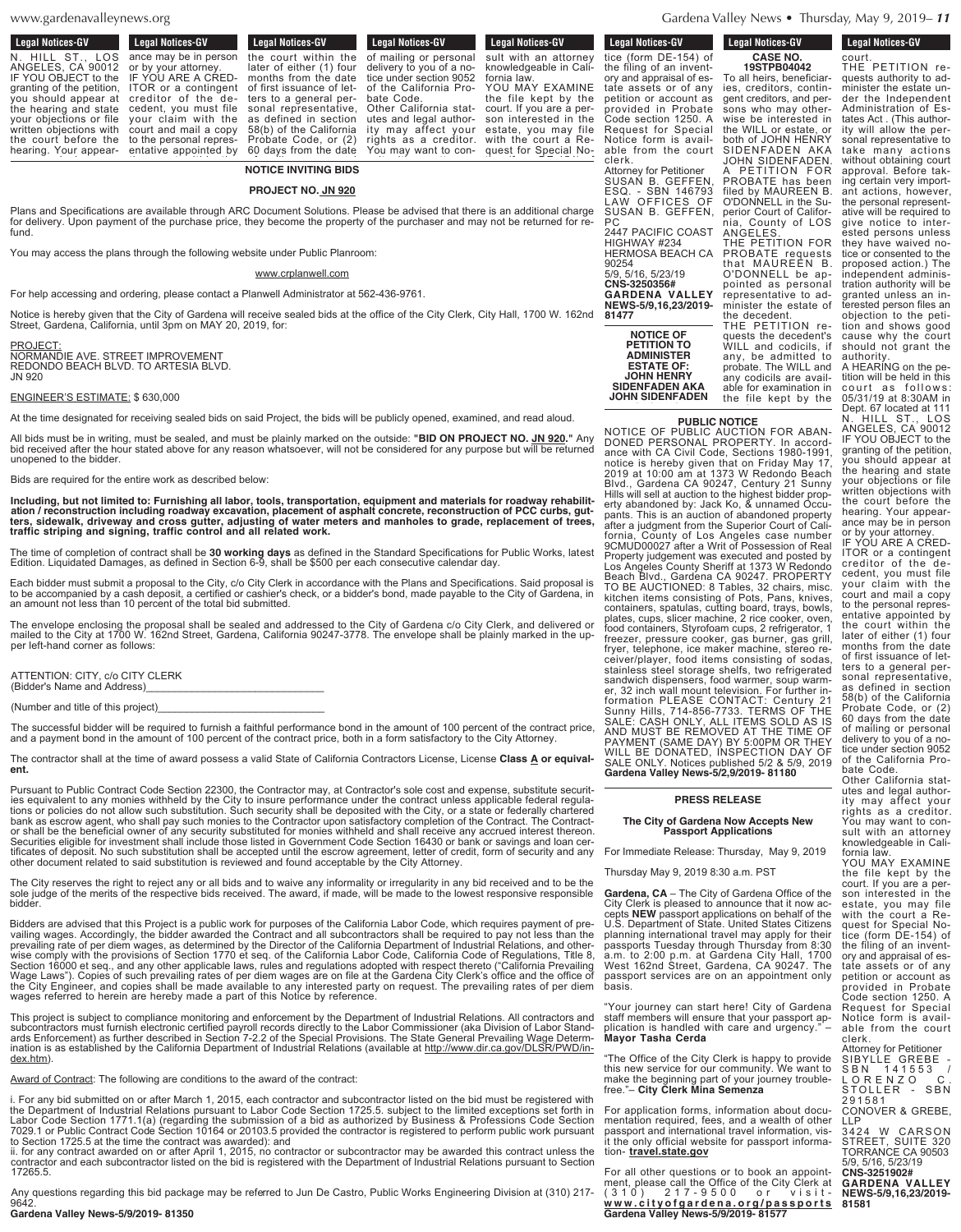N. HILL ST., LOS ANGELES, CA 90012
IF YOU OBJECT to the granting of the petition, you should appear at the hearing and state your objections or file written objections with the court before the hearing. Your appearance may be in person or by your attorney.
IF YOU ARE A CREDITOR or a contingent creditor of the decedent, you must file your claim with the court and mail a copy to the personal representative appointed by the court within the later of either (1) four months from the date of first issuance of letters to a general personal representative, as defined in section 58(b) of the California Probate Code, or (2) 60 days from the date of mailing or personal delivery to you of a notice under section 9052 of the California Probate Code.
Other California statutes and legal authority may affect your rights as a creditor. You may want to consult with an attorney knowledgeable in California law.
YOU MAY EXAMINE the file kept by the court. If you are a person interested in the estate, you may file with the court a Request for Special Notice (form DE-154) of the filing of an inventory and appraisal of estate assets or of any petition or account as provided in Probate Code section 1250. A Request for Special Notice form is available from the court clerk.
Attorney for Petitioner
SUSAN B. GEFFEN, ESQ. - SBN 146793
LAW OFFICES OF SUSAN B. GEFFEN, PC
2447 PACIFIC COAST HIGHWAY #234
HERMOSA BEACH CA 90254
5/9, 5/16, 5/23/19
CNS-3250356#
GARDENA VALLEY NEWS-5/9,16,23/2019-81477

## NOTICE INVITING BIDS

### PROJECT NO. JN 920

Plans and Specifications are available through ARC Document Solutions. Please be advised that there is an additional charge for delivery. Upon payment of the purchase price, they become the property of the purchaser and may not be returned for refund.

You may access the plans through the following website under Public Planroom:

www.crplanwell.com

For help accessing and ordering, please contact a Planwell Administrator at 562-436-9761.

Notice is hereby given that the City of Gardena will receive sealed bids at the office of the City Clerk, City Hall, 1700 W. 162nd Street, Gardena, California, until 3pm on MAY 20, 2019, for:

PROJECT:
NORMANDIE AVE. STREET IMPROVEMENT
REDONDO BEACH BLVD. TO ARTESIA BLVD.
JN 920

ENGINEER'S ESTIMATE: $ 630,000

At the time designated for receiving sealed bids on said Project, the bids will be publicly opened, examined, and read aloud.

All bids must be in writing, must be sealed, and must be plainly marked on the outside: "**BID ON PROJECT NO. JN 920.**" Any bid received after the hour stated above for any reason whatsoever, will not be considered for any purpose but will be returned unopened to the bidder.

Bids are required for the entire work as described below:

**Including, but not limited to: Furnishing all labor, tools, transportation, equipment and materials for roadway rehabilitation / reconstruction including roadway excavation, placement of asphalt concrete, reconstruction of PCC curbs, gutters, sidewalk, driveway and cross gutter, adjusting of water meters and manholes to grade, replacement of trees, traffic striping and signing, traffic control and all related work.**

The time of completion of contract shall be **30 working days** as defined in the Standard Specifications for Public Works, latest Edition. Liquidated Damages, as defined in Section 6-9, shall be $500 per each consecutive calendar day.

Each bidder must submit a proposal to the City, c/o City Clerk in accordance with the Plans and Specifications. Said proposal is to be accompanied by a cash deposit, a certified or cashier's check, or a bidder's bond, made payable to the City of Gardena, in an amount not less than 10 percent of the total bid submitted.

The envelope enclosing the proposal shall be sealed and addressed to the City of Gardena c/o City Clerk, and delivered or mailed to the City at 1700 W. 162nd Street, Gardena, California 90247-3778. The envelope shall be plainly marked in the upper left-hand corner as follows:

ATTENTION: CITY, c/o CITY CLERK
(Bidder's Name and Address)______________________________

(Number and title of this project)______________________________

The successful bidder will be required to furnish a faithful performance bond in the amount of 100 percent of the contract price, and a payment bond in the amount of 100 percent of the contract price, both in a form satisfactory to the City Attorney.

The contractor shall at the time of award possess a valid State of California Contractors License, License **Class A or equivalent.**

Pursuant to Public Contract Code Section 22300, the Contractor may, at Contractor's sole cost and expense, substitute securities equivalent to any monies withheld by the City to insure performance under the contract unless applicable federal regulations or policies do not allow such substitution. Such security shall be deposited with the City, or a state or federally chartered bank as escrow agent, who shall pay such monies to the Contractor upon satisfactory completion of the Contract. The Contractor shall be the beneficial owner of any security substituted for monies withheld and shall receive any accrued interest thereon. Securities eligible for investment shall include those listed in Government Code Section 16430 or bank or savings and loan certificates of deposit. No such substitution shall be accepted until the escrow agreement, letter of credit, form of security and any other document related to said substitution is reviewed and found acceptable by the City Attorney.

The City reserves the right to reject any or all bids and to waive any informality or irregularity in any bid received and to be the sole judge of the merits of the respective bids received. The award, if made, will be made to the lowest responsive responsible bidder.

Bidders are advised that this Project is a public work for purposes of the California Labor Code, which requires payment of prevailing wages. Accordingly, the bidder awarded the Contract and all subcontractors shall be required to pay not less than the prevailing rate of per diem wages, as determined by the Director of the California Department of Industrial Relations, and otherwise comply with the provisions of Section 1770 et seq. of the California Labor Code, California Code of Regulations, Title 8, Section 16000 et seq., and any other applicable laws, rules and regulations adopted with respect thereto ("California Prevailing Wage Laws"). Copies of such prevailing rates of per diem wages are on file at the Gardena City Clerk's office and the office of the City Engineer, and copies shall be made available to any interested party on request. The prevailing rates of per diem wages referred to herein are hereby made a part of this Notice by reference.

This project is subject to compliance monitoring and enforcement by the Department of Industrial Relations. All contractors and subcontractors must furnish electronic certified payroll records directly to the Labor Commissioner (aka Division of Labor Standards Enforcement) as further described in Section 7-2.2 of the Special Provisions. The State General Prevailing Wage Determination is as established by the California Department of Industrial Relations (available at http://www.dir.ca.gov/DLSR/PWD/index.htm).

Award of Contract: The following are conditions to the award of the contract:

i. For any bid submitted on or after March 1, 2015, each contractor and subcontractor listed on the bid must be registered with the Department of Industrial Relations pursuant to Labor Code Section 1725.5. subject to the limited exceptions set forth in Labor Code Section 1771.1(a) (regarding the submission of a bid as authorized by Business & Professions Code Section 7029.1 or Public Contract Code Section 10164 or 20103.5 provided the contractor is registered to perform public work pursuant to Section 1725.5 at the time the contract was awarded): and
ii. for any contract awarded on or after April 1, 2015, no contractor or subcontractor may be awarded this contract unless the contractor and each subcontractor listed on the bid is registered with the Department of Industrial Relations pursuant to Section 17265.5.

Any questions regarding this bid package may be referred to Jun De Castro, Public Works Engineering Division at (310) 217-9642.
**Gardena Valley News-5/9/2019- 81350**

**NOTICE OF PETITION TO ADMINISTER ESTATE OF: JOHN HENRY SIDENFADEN AKA JOHN SIDENFADEN**
**CASE NO. 19STPB04042**

To all heirs, beneficiaries, creditors, contingent creditors, and persons who may otherwise be interested in the WILL or estate, or both of JOHN HENRY SIDENFADEN AKA JOHN SIDENFADEN.
A PETITION FOR PROBATE has been filed by MAUREEN B. O'DONNELL in the Superior Court of California, County of LOS ANGELES.
THE PETITION FOR PROBATE requests that MAUREEN B. O'DONNELL be appointed as personal representative to administer the estate of the decedent.
THE PETITION requests the decedent's WILL and codicils, if any, be admitted to probate. The WILL and any codicils are available for examination in the file kept by the court.
THE PETITION requests authority to administer the estate under the Independent Administration of Estates Act . (This authority will allow the personal representative to take many actions without obtaining court approval. Before taking certain very important actions, however, the personal representative will be required to give notice to interested persons unless they have waived notice or consented to the proposed action.) The independent administration authority will be granted unless an interested person files an objection to the petition and shows good cause why the court should not grant the authority.
A HEARING on the petition will be held in this court as follows: 05/31/19 at 8:30AM in Dept. 67 located at 111 N. HILL ST., LOS ANGELES, CA 90012
IF YOU OBJECT to the granting of the petition, you should appear at the hearing and state your objections or file written objections with the court before the hearing. Your appearance may be in person or by your attorney.
IF YOU ARE A CREDITOR or a contingent creditor of the decedent, you must file your claim with the court and mail a copy to the personal representative appointed by the court within the later of either (1) four months from the date of first issuance of letters to a general personal representative, as defined in section 58(b) of the California Probate Code, or (2) 60 days from the date of mailing or personal delivery to you of a notice under section 9052 of the California Probate Code.
Other California statutes and legal authority may affect your rights as a creditor. You may want to consult with an attorney knowledgeable in California law.
YOU MAY EXAMINE the file kept by the court. If you are a person interested in the estate, you may file with the court a Request for Special Notice (form DE-154) of the filing of an inventory and appraisal of estate assets or of any petition or account as provided in Probate Code section 1250. A Request for Special Notice form is available from the court clerk.
Attorney for Petitioner
SIBYLLE GREBE - SBN 141553 / LORENZO C. STOLLER - SBN 291581
CONOVER & GREBE, LLP
3424 W CARSON STREET, SUITE 320
TORRANCE CA 90503
5/9, 5/16, 5/23/19
CNS-3251902#
GARDENA VALLEY NEWS-5/9,16,23/2019-81581

**PUBLIC NOTICE**

NOTICE OF PUBLIC AUCTION FOR ABANDONED PERSONAL PROPERTY. In accordance with CA Civil Code, Sections 1980-1991, notice is hereby given that on Friday May 17, 2019 at 10:00 am at 1373 W Redondo Beach Blvd., Gardena CA 90247, Century 21 Sunny Hills will sell at auction to the highest bidder property abandoned by: Jack Ko, & unnamed Occupants. This is an auction of abandoned property after a judgment from the Superior Court of California, County of Los Angeles case number 9CMUD00027 after a Writ of Possession of Real Property judgement was executed and posted by Los Angeles County Sheriff at 1373 W Redondo Beach Blvd., Gardena CA 90247. PROPERTY TO BE AUCTIONED: 8 Tables, 32 chairs, misc. kitchen items consisting of Pots, Pans, knives, containers, spatulas, cutting board, trays, bowls, plates, cups, slicer machine, 2 rice cooker, oven, food containers, Styrofoam cups, 2 refrigerator, 1 freezer, pressure cooker, gas burner, gas grill, fryer, telephone, ice maker machine, stereo receiver/player, food items consisting of sodas, stainless steel storage shelfs, two refrigerated sandwich dispensers, food warmer, soup warmer, 32 inch wall mount television. For further information PLEASE CONTACT: Century 21 Sunny Hills, 714-856-7733. TERMS OF THE SALE: CASH ONLY, ALL ITEMS SOLD AS IS AND MUST BE REMOVED AT THE TIME OF PAYMENT (SAME DAY) BY 5:00PM OR THEY WILL BE DONATED, INSPECTION DAY OF SALE ONLY. Notices published 5/2 & 5/9, 2019
**Gardena Valley News-5/2,9/2019- 81180**

**PRESS RELEASE**

**The City of Gardena Now Accepts New Passport Applications**

For Immediate Release: Thursday, May 9, 2019

Thursday May 9, 2019 8:30 a.m. PST

**Gardena, CA** – The City of Gardena Office of the City Clerk is pleased to announce that it now accepts **NEW** passport applications on behalf of the U.S. Department of State. United States Citizens planning international travel may apply for their passports Tuesday through Thursday from 8:30 a.m. to 2:00 p.m. at Gardena City Hall, 1700 West 162nd Street, Gardena, CA 90247. The passport services are on an appointment only basis.

"Your journey can start here! City of Gardena staff members will ensure that your passport application is handled with care and urgency." – **Mayor Tasha Cerda**

"The Office of the City Clerk is happy to provide this new service for our community. We want to make the beginning part of your journey trouble-free."– **City Clerk Mina Semenza**

For application forms, information about documentation required, fees, and a wealth of other passport and international travel information, visit the only official website for passport information- **travel.state.gov**

For all other questions or to book an appointment, please call the Office of the City Clerk at (310) 217-9500 or visit- **www.cityofgardena.org/passports**
**Gardena Valley News-5/9/2019- 81577**